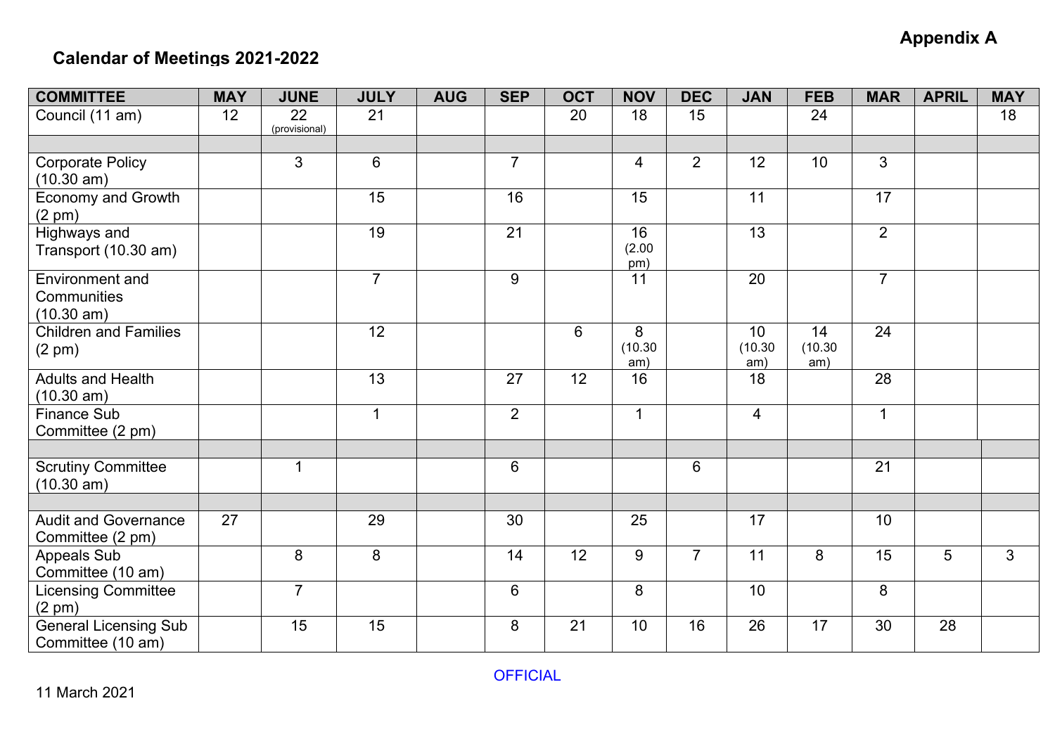**Appendix A**

## Calendar of Meetings 2021-2022

| COMMITTEE | MAY | JUNE | JULY | AUG | SEP | OCT | NOV | DEC | JAN | FEB | MAR | APRIL | MAY |
|---|---|---|---|---|---|---|---|---|---|---|---|---|---|
| Council (11 am) | 12 | 22 (provisional) | 21 | | | 20 | 18 | 15 | | 24 | | | 18 |
| | | | | | | | | | | | | | |
| Corporate Policy (10.30 am) | | 3 | 6 | | 7 | | 4 | 2 | 12 | 10 | 3 | | |
| Economy and Growth (2 pm) | | | 15 | | 16 | | 15 | | 11 | | 17 | | |
| Highways and Transport (10.30 am) | | | 19 | | 21 | | 16 (2.00 pm) | | 13 | | 2 | | |
| Environment and Communities (10.30 am) | | | 7 | | 9 | | 11 | | 20 | | 7 | | |
| Children and Families (2 pm) | | | 12 | | | 6 | 8 (10.30 am) | | 10 (10.30 am) | 14 (10.30 am) | 24 | | |
| Adults and Health (10.30 am) | | | 13 | | 27 | 12 | 16 | | 18 | | 28 | | |
| Finance Sub Committee (2 pm) | | | 1 | | 2 | | 1 | | 4 | | 1 | | |
| | | | | | | | | | | | | | |
| Scrutiny Committee (10.30 am) | | 1 | | | 6 | | | 6 | | | 21 | | |
| | | | | | | | | | | | | | |
| Audit and Governance Committee (2 pm) | 27 | | 29 | | 30 | | 25 | | 17 | | 10 | | |
| Appeals Sub Committee (10 am) | | 8 | 8 | | 14 | 12 | 9 | 7 | 11 | 8 | 15 | 5 | 3 |
| Licensing Committee (2 pm) | | 7 | | | 6 | | 8 | | 10 | | 8 | | |
| General Licensing Sub Committee (10 am) | | 15 | 15 | | 8 | 21 | 10 | 16 | 26 | 17 | 30 | 28 | |

OFFICIAL

11 March 2021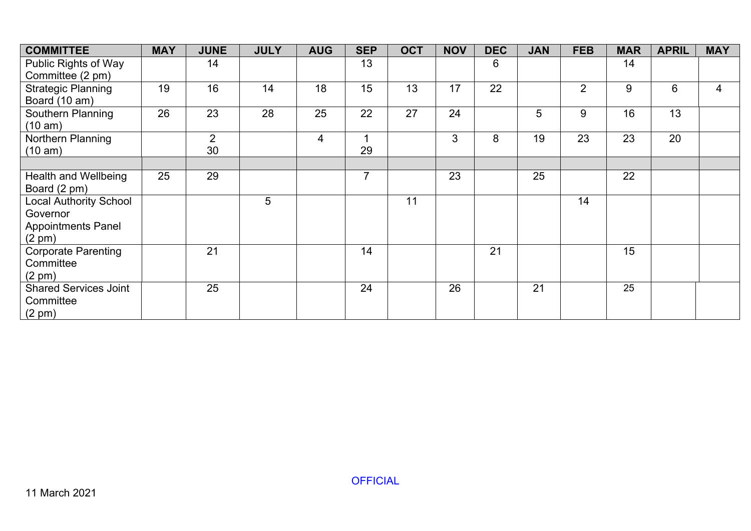| COMMITTEE | MAY | JUNE | JULY | AUG | SEP | OCT | NOV | DEC | JAN | FEB | MAR | APRIL | MAY |
|---|---|---|---|---|---|---|---|---|---|---|---|---|---|
| Public Rights of Way Committee (2 pm) | | 14 | | | 13 | | | 6 | | | 14 | | |
| Strategic Planning Board (10 am) | 19 | 16 | 14 | 18 | 15 | 13 | 17 | 22 | | 2 | 9 | 6 | 4 |
| Southern Planning (10 am) | 26 | 23 | 28 | 25 | 22 | 27 | 24 | | 5 | 9 | 16 | 13 | |
| Northern Planning (10 am) | | 2<br>30 | | 4 | 1<br>29 | | 3 | 8 | 19 | 23 | 23 | 20 | |
| | | | | | | | | | | | | | |
| Health and Wellbeing Board (2 pm) | 25 | 29 | | | 7 | | 23 | | 25 | | 22 | | |
| Local Authority School Governor Appointments Panel (2 pm) | | | 5 | | | 11 | | | | 14 | | | |
| Corporate Parenting Committee (2 pm) | | 21 | | | 14 | | | 21 | | | 15 | | |
| Shared Services Joint Committee (2 pm) | | 25 | | | 24 | | 26 | | 21 | | 25 | | |

OFFICIAL

11 March 2021